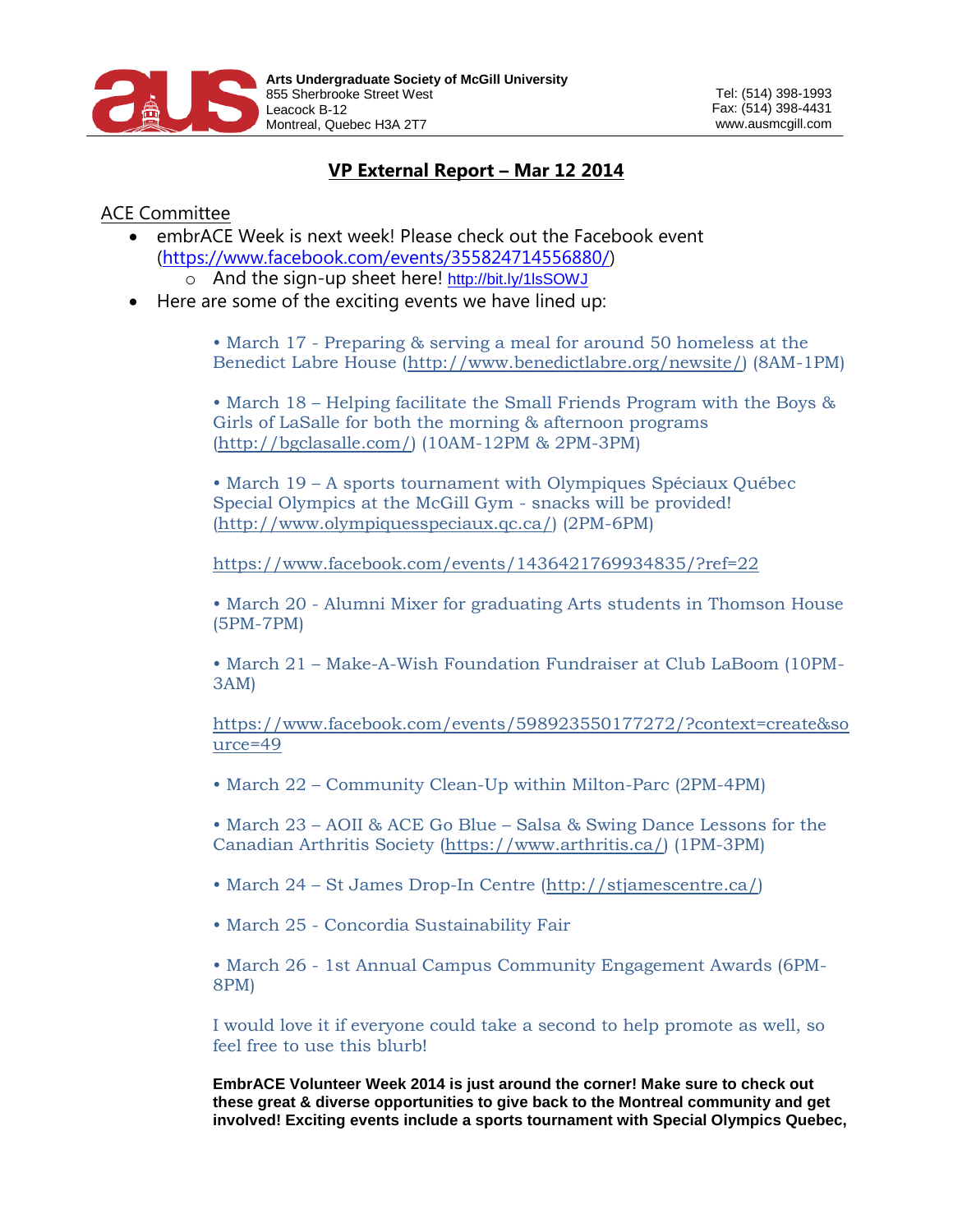**Arts Undergraduate Society of McGill University**
855 Sherbrooke Street West
Leacock B-12
Montreal, Quebec H3A 2T7

Tel: (514) 398-1993
Fax: (514) 398-4431
www.ausmcgill.com

# VP External Report – Mar 12 2014

## ACE Committee

- embrACE Week is next week! Please check out the Facebook event (https://www.facebook.com/events/355824714556880/)
  - And the sign-up sheet here! http://bit.ly/1lsSOWJ
- Here are some of the exciting events we have lined up:

• March 17 - Preparing & serving a meal for around 50 homeless at the Benedict Labre House (http://www.benedictlabre.org/newsite/) (8AM-1PM)

• March 18 – Helping facilitate the Small Friends Program with the Boys & Girls of LaSalle for both the morning & afternoon programs (http://bgclasalle.com/) (10AM-12PM & 2PM-3PM)

• March 19 – A sports tournament with Olympiques Spéciaux Québec Special Olympics at the McGill Gym - snacks will be provided! (http://www.olympiquesspeciaux.qc.ca/) (2PM-6PM)

https://www.facebook.com/events/1436421769934835/?ref=22

• March 20 - Alumni Mixer for graduating Arts students in Thomson House (5PM-7PM)

• March 21 – Make-A-Wish Foundation Fundraiser at Club LaBoom (10PM-3AM)

https://www.facebook.com/events/598923550177272/?context=create&source=49

• March 22 – Community Clean-Up within Milton-Parc (2PM-4PM)

• March 23 – AOII & ACE Go Blue – Salsa & Swing Dance Lessons for the Canadian Arthritis Society (https://www.arthritis.ca/) (1PM-3PM)

• March 24 – St James Drop-In Centre (http://stjamescentre.ca/)

• March 25 - Concordia Sustainability Fair

• March 26 - 1st Annual Campus Community Engagement Awards (6PM-8PM)

I would love it if everyone could take a second to help promote as well, so feel free to use this blurb!

**EmbrACE Volunteer Week 2014 is just around the corner! Make sure to check out these great & diverse opportunities to give back to the Montreal community and get involved! Exciting events include a sports tournament with Special Olympics Quebec,**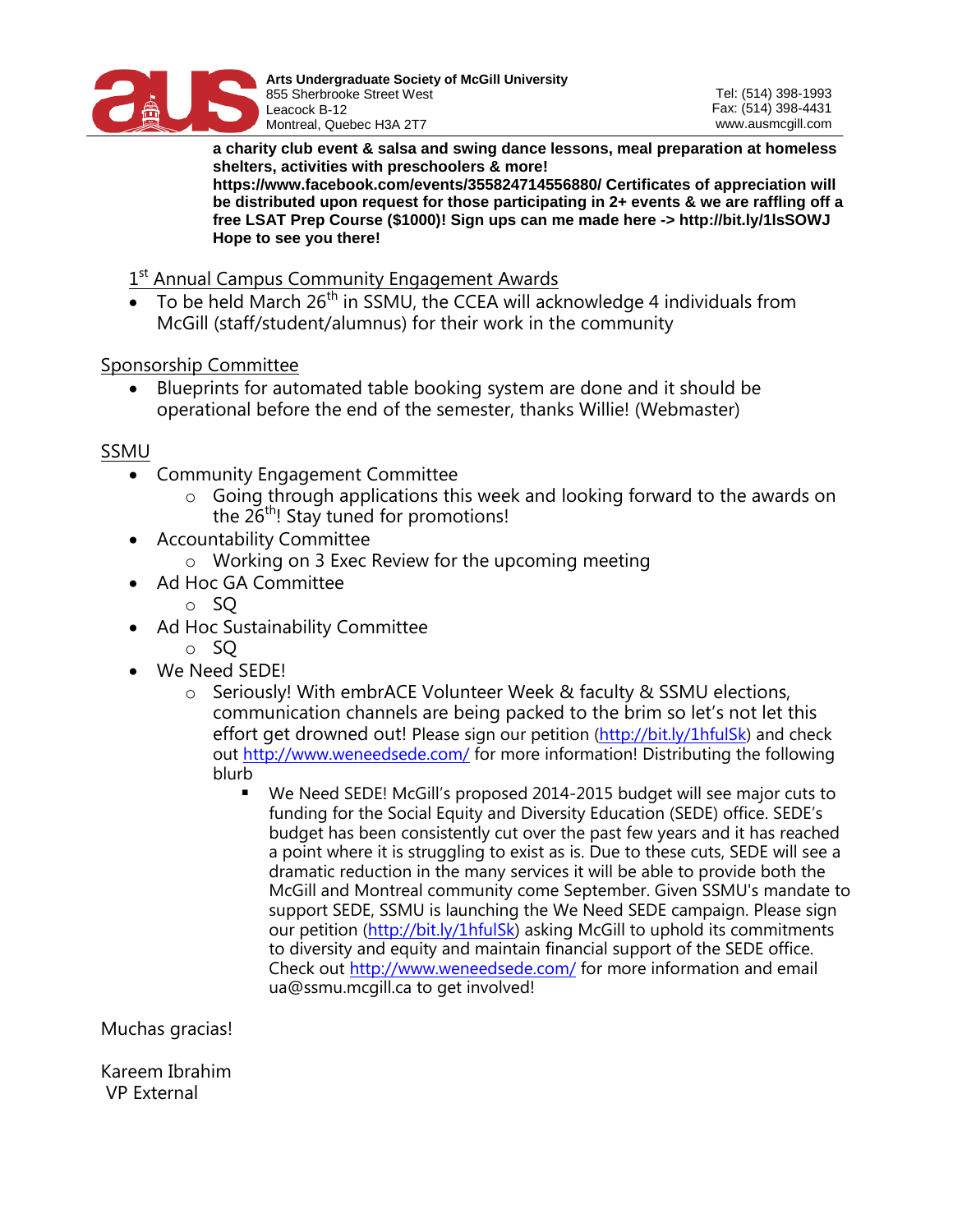**a charity club event & salsa and swing dance lessons, meal preparation at homeless shelters, activities with preschoolers & more! https://www.facebook.com/events/355824714556880/ Certificates of appreciation will be distributed upon request for those participating in 2+ events & we are raffling off a free LSAT Prep Course ($1000)! Sign ups can me made here -> http://bit.ly/1lsSOWJ Hope to see you there!**

1st Annual Campus Community Engagement Awards

- To be held March 26th in SSMU, the CCEA will acknowledge 4 individuals from McGill (staff/student/alumnus) for their work in the community

Sponsorship Committee

- Blueprints for automated table booking system are done and it should be operational before the end of the semester, thanks Willie! (Webmaster)

SSMU

- Community Engagement Committee
  - Going through applications this week and looking forward to the awards on the 26th! Stay tuned for promotions!
- Accountability Committee
  - Working on 3 Exec Review for the upcoming meeting
- Ad Hoc GA Committee
  - SQ
- Ad Hoc Sustainability Committee
  - SQ
- We Need SEDE!
  - Seriously! With embrACE Volunteer Week & faculty & SSMU elections, communication channels are being packed to the brim so let's not let this effort get drowned out! Please sign our petition (http://bit.ly/1hfulSk) and check out http://www.weneedsede.com/ for more information! Distributing the following blurb
    - We Need SEDE! McGill's proposed 2014-2015 budget will see major cuts to funding for the Social Equity and Diversity Education (SEDE) office. SEDE's budget has been consistently cut over the past few years and it has reached a point where it is struggling to exist as is. Due to these cuts, SEDE will see a dramatic reduction in the many services it will be able to provide both the McGill and Montreal community come September. Given SSMU's mandate to support SEDE, SSMU is launching the We Need SEDE campaign. Please sign our petition (http://bit.ly/1hfulSk) asking McGill to uphold its commitments to diversity and equity and maintain financial support of the SEDE office. Check out http://www.weneedsede.com/ for more information and email ua@ssmu.mcgill.ca to get involved!

Muchas gracias!

Kareem Ibrahim
VP External